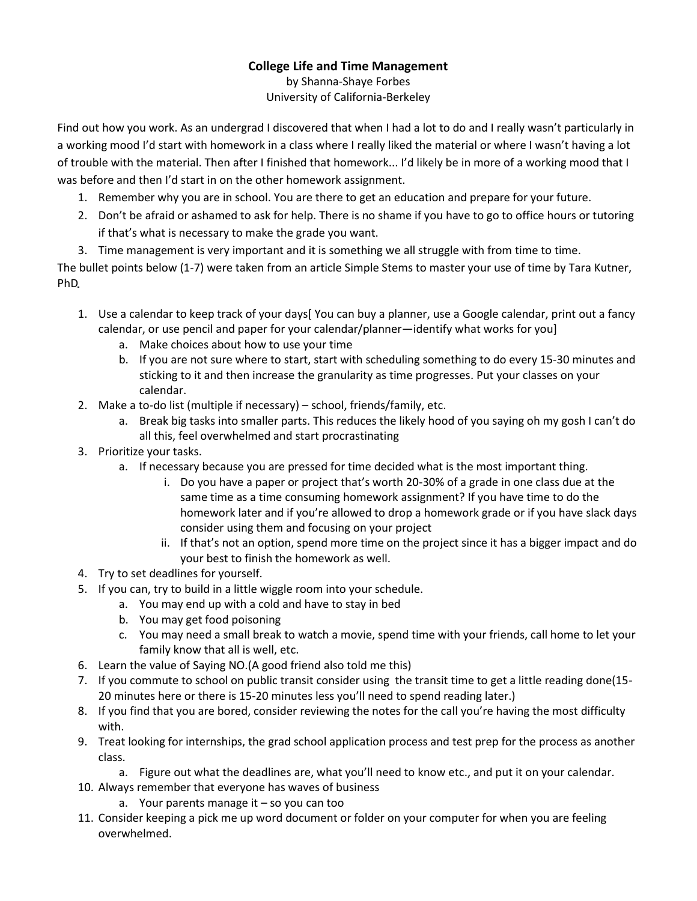**College Life and Time Management**

by Shanna-Shaye Forbes

University of California-Berkeley

Find out how you work. As an undergrad I discovered that when I had a lot to do and I really wasn't particularly in a working mood I'd start with homework in a class where I really liked the material or where I wasn't having a lot of trouble with the material. Then after I finished that homework... I'd likely be in more of a working mood that I was before and then I'd start in on the other homework assignment.

1. Remember why you are in school. You are there to get an education and prepare for your future.
2. Don't be afraid or ashamed to ask for help. There is no shame if you have to go to office hours or tutoring if that's what is necessary to make the grade you want.
3. Time management is very important and it is something we all struggle with from time to time.

The bullet points below (1-7) were taken from an article Simple Stems to master your use of time by Tara Kutner, PhD.

1. Use a calendar to keep track of your days[ You can buy a planner, use a Google calendar, print out a fancy calendar, or use pencil and paper for your calendar/planner—identify what works for you]
   a. Make choices about how to use your time
   b. If you are not sure where to start, start with scheduling something to do every 15-30 minutes and sticking to it and then increase the granularity as time progresses. Put your classes on your calendar.
2. Make a to-do list (multiple if necessary) – school, friends/family, etc.
   a. Break big tasks into smaller parts. This reduces the likely hood of you saying oh my gosh I can't do all this, feel overwhelmed and start procrastinating
3. Prioritize your tasks.
   a. If necessary because you are pressed for time decided what is the most important thing.
      i. Do you have a paper or project that's worth 20-30% of a grade in one class due at the same time as a time consuming homework assignment? If you have time to do the homework later and if you're allowed to drop a homework grade or if you have slack days consider using them and focusing on your project
      ii. If that's not an option, spend more time on the project since it has a bigger impact and do your best to finish the homework as well.
4. Try to set deadlines for yourself.
5. If you can, try to build in a little wiggle room into your schedule.
   a. You may end up with a cold and have to stay in bed
   b. You may get food poisoning
   c. You may need a small break to watch a movie, spend time with your friends, call home to let your family know that all is well, etc.
6. Learn the value of Saying NO.(A good friend also told me this)
7. If you commute to school on public transit consider using the transit time to get a little reading done(15-20 minutes here or there is 15-20 minutes less you'll need to spend reading later.)
8. If you find that you are bored, consider reviewing the notes for the call you're having the most difficulty with.
9. Treat looking for internships, the grad school application process and test prep for the process as another class.
   a. Figure out what the deadlines are, what you'll need to know etc., and put it on your calendar.
10. Always remember that everyone has waves of business
    a. Your parents manage it – so you can too
11. Consider keeping a pick me up word document or folder on your computer for when you are feeling overwhelmed.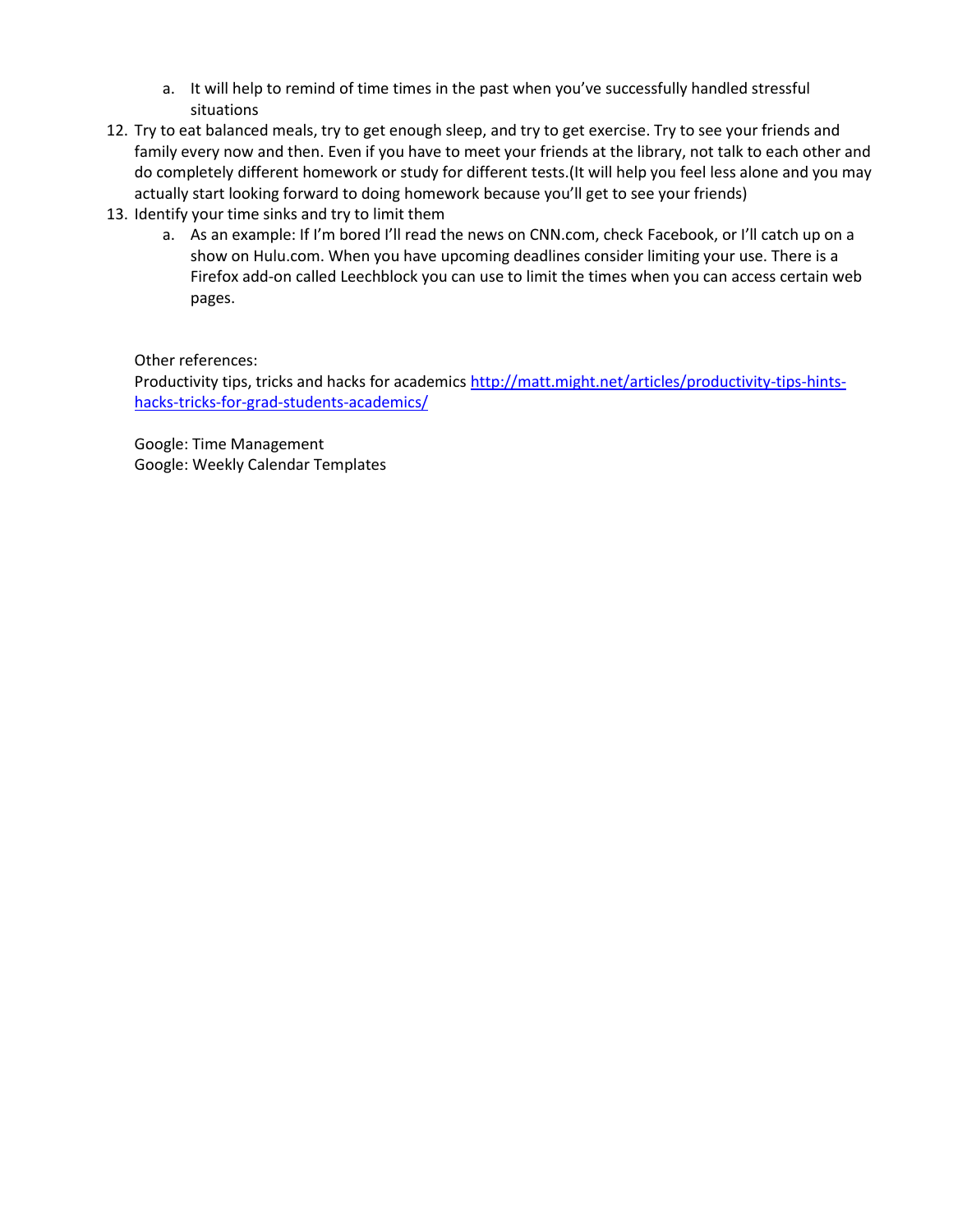a. It will help to remind of time times in the past when you've successfully handled stressful situations

12. Try to eat balanced meals, try to get enough sleep, and try to get exercise. Try to see your friends and family every now and then. Even if you have to meet your friends at the library, not talk to each other and do completely different homework or study for different tests.(It will help you feel less alone and you may actually start looking forward to doing homework because you'll get to see your friends)
13. Identify your time sinks and try to limit them
    a. As an example: If I'm bored I'll read the news on CNN.com, check Facebook, or I'll catch up on a show on Hulu.com. When you have upcoming deadlines consider limiting your use. There is a Firefox add-on called Leechblock you can use to limit the times when you can access certain web pages.

Other references:
Productivity tips, tricks and hacks for academics [http://matt.might.net/articles/productivity-tips-hints-hacks-tricks-for-grad-students-academics/](http://matt.might.net/articles/productivity-tips-hints-hacks-tricks-for-grad-students-academics/)

Google: Time Management
Google: Weekly Calendar Templates